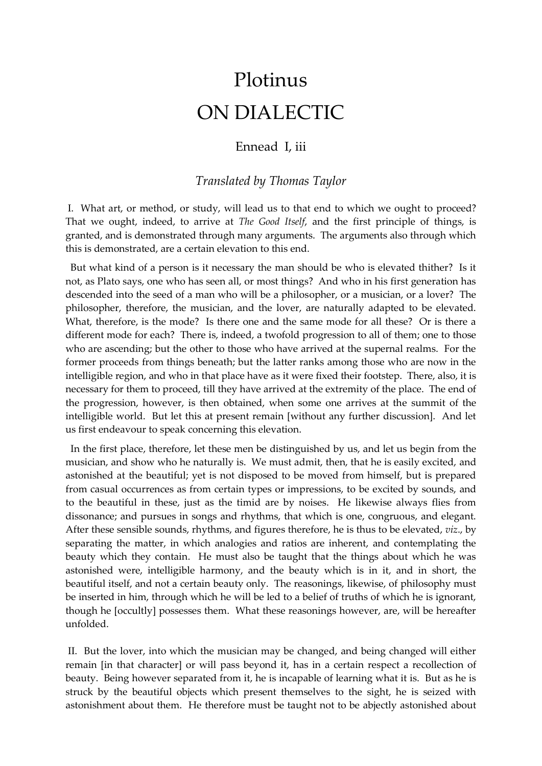# Plotinus

# ON DIALECTIC

## Ennead I, iii

### *Translated by Thomas Taylor*

I. What art, or method, or study, will lead us to that end to which we ought to proceed? That we ought, indeed, to arrive at *The Good Itself*, and the first principle of things, is granted, and is demonstrated through many arguments. The arguments also through which this is demonstrated, are a certain elevation to this end.

But what kind of a person is it necessary the man should be who is elevated thither? Is it not, as Plato says, one who has seen all, or most things? And who in his first generation has descended into the seed of a man who will be a philosopher, or a musician, or a lover? The philosopher, therefore, the musician, and the lover, are naturally adapted to be elevated. What, therefore, is the mode? Is there one and the same mode for all these? Or is there a different mode for each? There is, indeed, a twofold progression to all of them; one to those who are ascending; but the other to those who have arrived at the supernal realms. For the former proceeds from things beneath; but the latter ranks among those who are now in the intelligible region, and who in that place have as it were fixed their footstep. There, also, it is necessary for them to proceed, till they have arrived at the extremity of the place. The end of the progression, however, is then obtained, when some one arrives at the summit of the intelligible world. But let this at present remain [without any further discussion]. And let us first endeavour to speak concerning this elevation.

In the first place, therefore, let these men be distinguished by us, and let us begin from the musician, and show who he naturally is. We must admit, then, that he is easily excited, and astonished at the beautiful; yet is not disposed to be moved from himself, but is prepared from casual occurrences as from certain types or impressions, to be excited by sounds, and to the beautiful in these, just as the timid are by noises. He likewise always flies from dissonance; and pursues in songs and rhythms, that which is one, congruous, and elegant. After these sensible sounds, rhythms, and figures therefore, he is thus to be elevated, *viz*., by separating the matter, in which analogies and ratios are inherent, and contemplating the beauty which they contain. He must also be taught that the things about which he was astonished were, intelligible harmony, and the beauty which is in it, and in short, the beautiful itself, and not a certain beauty only. The reasonings, likewise, of philosophy must be inserted in him, through which he will be led to a belief of truths of which he is ignorant, though he [occultly] possesses them. What these reasonings however, are, will be hereafter unfolded.

II. But the lover, into which the musician may be changed, and being changed will either remain [in that character] or will pass beyond it, has in a certain respect a recollection of beauty. Being however separated from it, he is incapable of learning what it is. But as he is struck by the beautiful objects which present themselves to the sight, he is seized with astonishment about them. He therefore must be taught not to be abjectly astonished about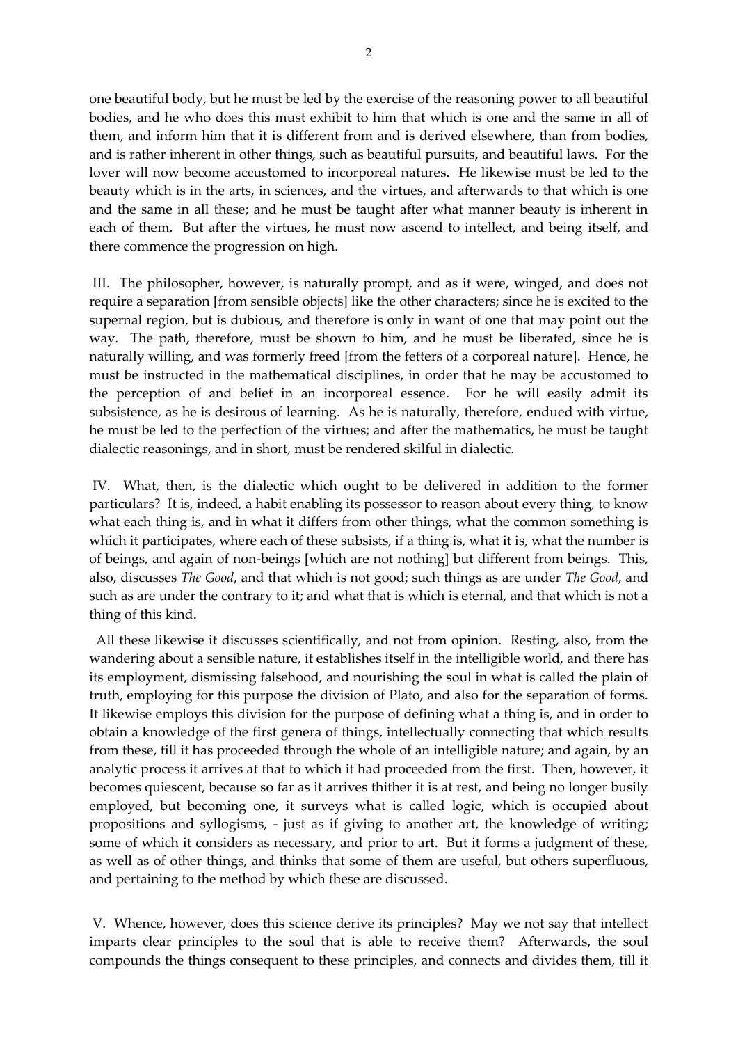one beautiful body, but he must be led by the exercise of the reasoning power to all beautiful bodies, and he who does this must exhibit to him that which is one and the same in all of them, and inform him that it is different from and is derived elsewhere, than from bodies, and is rather inherent in other things, such as beautiful pursuits, and beautiful laws. For the lover will now become accustomed to incorporeal natures. He likewise must be led to the beauty which is in the arts, in sciences, and the virtues, and afterwards to that which is one and the same in all these; and he must be taught after what manner beauty is inherent in each of them. But after the virtues, he must now ascend to intellect, and being itself, and there commence the progression on high.

III. The philosopher, however, is naturally prompt, and as it were, winged, and does not require a separation [from sensible objects] like the other characters; since he is excited to the supernal region, but is dubious, and therefore is only in want of one that may point out the way. The path, therefore, must be shown to him, and he must be liberated, since he is naturally willing, and was formerly freed [from the fetters of a corporeal nature]. Hence, he must be instructed in the mathematical disciplines, in order that he may be accustomed to the perception of and belief in an incorporeal essence. For he will easily admit its subsistence, as he is desirous of learning. As he is naturally, therefore, endued with virtue, he must be led to the perfection of the virtues; and after the mathematics, he must be taught dialectic reasonings, and in short, must be rendered skilful in dialectic.

IV. What, then, is the dialectic which ought to be delivered in addition to the former particulars? It is, indeed, a habit enabling its possessor to reason about every thing, to know what each thing is, and in what it differs from other things, what the common something is which it participates, where each of these subsists, if a thing is, what it is, what the number is of beings, and again of non-beings [which are not nothing] but different from beings. This, also, discusses *The Good*, and that which is not good; such things as are under *The Good*, and such as are under the contrary to it; and what that is which is eternal, and that which is not a thing of this kind.

All these likewise it discusses scientifically, and not from opinion. Resting, also, from the wandering about a sensible nature, it establishes itself in the intelligible world, and there has its employment, dismissing falsehood, and nourishing the soul in what is called the plain of truth, employing for this purpose the division of Plato, and also for the separation of forms. It likewise employs this division for the purpose of defining what a thing is, and in order to obtain a knowledge of the first genera of things, intellectually connecting that which results from these, till it has proceeded through the whole of an intelligible nature; and again, by an analytic process it arrives at that to which it had proceeded from the first. Then, however, it becomes quiescent, because so far as it arrives thither it is at rest, and being no longer busily employed, but becoming one, it surveys what is called logic, which is occupied about propositions and syllogisms, - just as if giving to another art, the knowledge of writing; some of which it considers as necessary, and prior to art. But it forms a judgment of these, as well as of other things, and thinks that some of them are useful, but others superfluous, and pertaining to the method by which these are discussed.

V. Whence, however, does this science derive its principles? May we not say that intellect imparts clear principles to the soul that is able to receive them? Afterwards, the soul compounds the things consequent to these principles, and connects and divides them, till it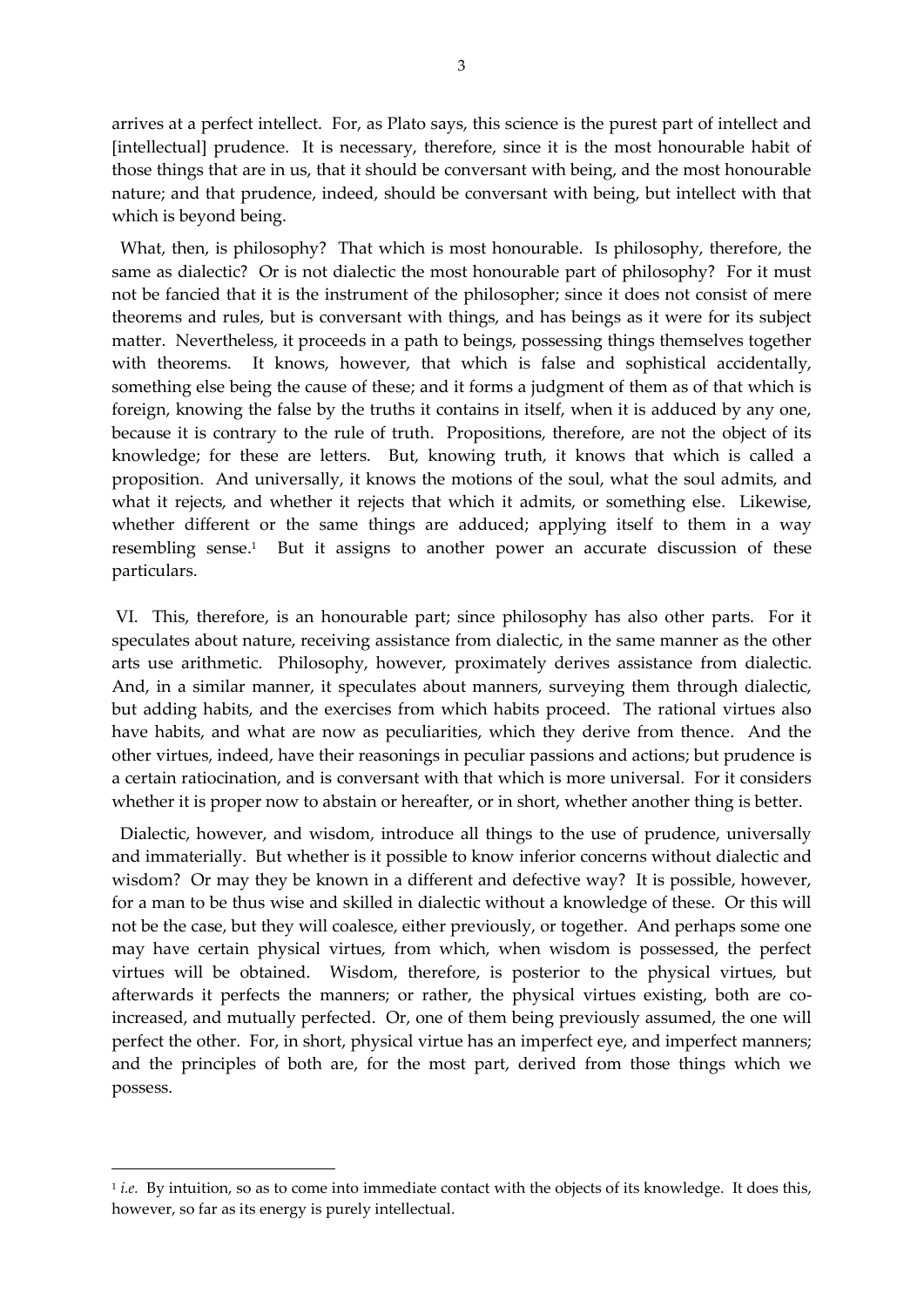arrives at a perfect intellect. For, as Plato says, this science is the purest part of intellect and [intellectual] prudence. It is necessary, therefore, since it is the most honourable habit of those things that are in us, that it should be conversant with being, and the most honourable nature; and that prudence, indeed, should be conversant with being, but intellect with that which is beyond being.

What, then, is philosophy? That which is most honourable. Is philosophy, therefore, the same as dialectic? Or is not dialectic the most honourable part of philosophy? For it must not be fancied that it is the instrument of the philosopher; since it does not consist of mere theorems and rules, but is conversant with things, and has beings as it were for its subject matter. Nevertheless, it proceeds in a path to beings, possessing things themselves together with theorems. It knows, however, that which is false and sophistical accidentally, something else being the cause of these; and it forms a judgment of them as of that which is foreign, knowing the false by the truths it contains in itself, when it is adduced by any one, because it is contrary to the rule of truth. Propositions, therefore, are not the object of its knowledge; for these are letters. But, knowing truth, it knows that which is called a proposition. And universally, it knows the motions of the soul, what the soul admits, and what it rejects, and whether it rejects that which it admits, or something else. Likewise, whether different or the same things are adduced; applying itself to them in a way resembling sense.[1] But it assigns to another power an accurate discussion of these particulars.

VI. This, therefore, is an honourable part; since philosophy has also other parts. For it speculates about nature, receiving assistance from dialectic, in the same manner as the other arts use arithmetic. Philosophy, however, proximately derives assistance from dialectic. And, in a similar manner, it speculates about manners, surveying them through dialectic, but adding habits, and the exercises from which habits proceed. The rational virtues also have habits, and what are now as peculiarities, which they derive from thence. And the other virtues, indeed, have their reasonings in peculiar passions and actions; but prudence is a certain ratiocination, and is conversant with that which is more universal. For it considers whether it is proper now to abstain or hereafter, or in short, whether another thing is better.

Dialectic, however, and wisdom, introduce all things to the use of prudence, universally and immaterially. But whether is it possible to know inferior concerns without dialectic and wisdom? Or may they be known in a different and defective way? It is possible, however, for a man to be thus wise and skilled in dialectic without a knowledge of these. Or this will not be the case, but they will coalesce, either previously, or together. And perhaps some one may have certain physical virtues, from which, when wisdom is possessed, the perfect virtues will be obtained. Wisdom, therefore, is posterior to the physical virtues, but afterwards it perfects the manners; or rather, the physical virtues existing, both are co-increased, and mutually perfected. Or, one of them being previously assumed, the one will perfect the other. For, in short, physical virtue has an imperfect eye, and imperfect manners; and the principles of both are, for the most part, derived from those things which we possess.

---

[1] *i.e.* By intuition, so as to come into immediate contact with the objects of its knowledge. It does this, however, so far as its energy is purely intellectual.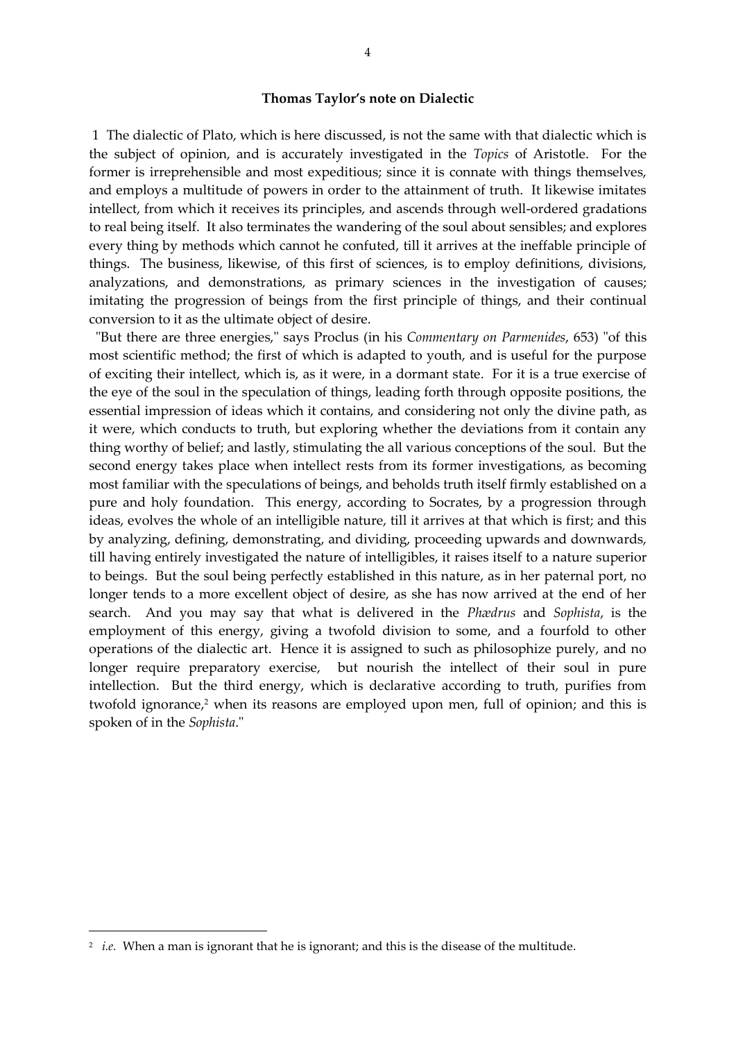**Thomas Taylor's note on Dialectic**

1 The dialectic of Plato, which is here discussed, is not the same with that dialectic which is the subject of opinion, and is accurately investigated in the *Topics* of Aristotle. For the former is irreprehensible and most expeditious; since it is connate with things themselves, and employs a multitude of powers in order to the attainment of truth. It likewise imitates intellect, from which it receives its principles, and ascends through well-ordered gradations to real being itself. It also terminates the wandering of the soul about sensibles; and explores every thing by methods which cannot he confuted, till it arrives at the ineffable principle of things. The business, likewise, of this first of sciences, is to employ definitions, divisions, analyzations, and demonstrations, as primary sciences in the investigation of causes; imitating the progression of beings from the first principle of things, and their continual conversion to it as the ultimate object of desire.

"But there are three energies," says Proclus (in his *Commentary on Parmenides*, 653) "of this most scientific method; the first of which is adapted to youth, and is useful for the purpose of exciting their intellect, which is, as it were, in a dormant state. For it is a true exercise of the eye of the soul in the speculation of things, leading forth through opposite positions, the essential impression of ideas which it contains, and considering not only the divine path, as it were, which conducts to truth, but exploring whether the deviations from it contain any thing worthy of belief; and lastly, stimulating the all various conceptions of the soul. But the second energy takes place when intellect rests from its former investigations, as becoming most familiar with the speculations of beings, and beholds truth itself firmly established on a pure and holy foundation. This energy, according to Socrates, by a progression through ideas, evolves the whole of an intelligible nature, till it arrives at that which is first; and this by analyzing, defining, demonstrating, and dividing, proceeding upwards and downwards, till having entirely investigated the nature of intelligibles, it raises itself to a nature superior to beings. But the soul being perfectly established in this nature, as in her paternal port, no longer tends to a more excellent object of desire, as she has now arrived at the end of her search. And you may say that what is delivered in the *Phædrus* and *Sophista*, is the employment of this energy, giving a twofold division to some, and a fourfold to other operations of the dialectic art. Hence it is assigned to such as philosophize purely, and no longer require preparatory exercise, but nourish the intellect of their soul in pure intellection. But the third energy, which is declarative according to truth, purifies from twofold ignorance,[2] when its reasons are employed upon men, full of opinion; and this is spoken of in the *Sophista*."

[2] *i.e.* When a man is ignorant that he is ignorant; and this is the disease of the multitude.